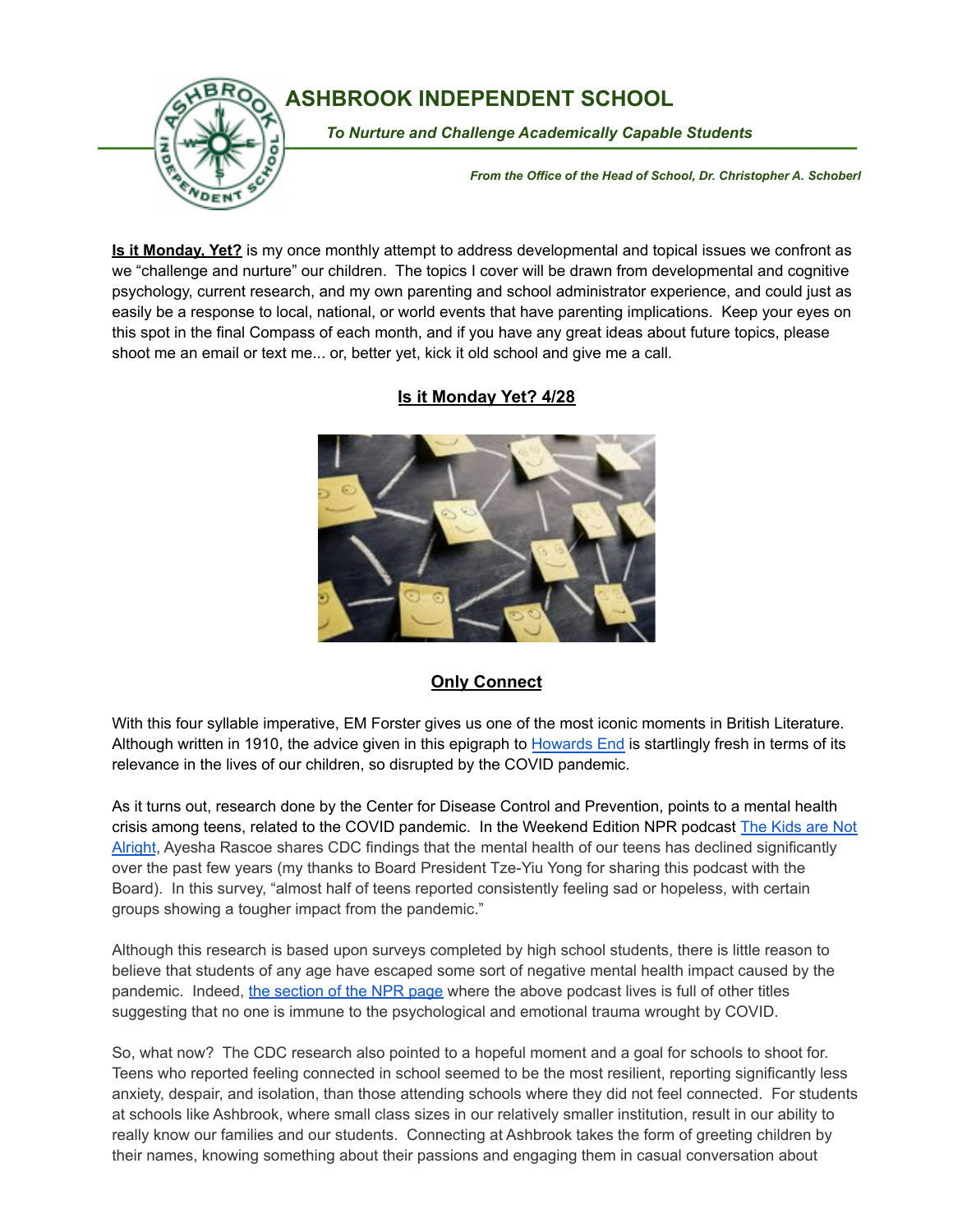# ASHBROOK INDEPENDENT SCHOOL

***To Nurture and Challenge Academically Capable Students***

*From the Office of the Head of School, Dr. Christopher A. Schoberl*

**Is it Monday, Yet?** is my once monthly attempt to address developmental and topical issues we confront as we "challenge and nurture" our children. The topics I cover will be drawn from developmental and cognitive psychology, current research, and my own parenting and school administrator experience, and could just as easily be a response to local, national, or world events that have parenting implications. Keep your eyes on this spot in the final Compass of each month, and if you have any great ideas about future topics, please shoot me an email or text me... or, better yet, kick it old school and give me a call.

## Is it Monday Yet? 4/28

## Only Connect

With this four syllable imperative, EM Forster gives us one of the most iconic moments in British Literature. Although written in 1910, the advice given in this epigraph to Howards End is startlingly fresh in terms of its relevance in the lives of our children, so disrupted by the COVID pandemic.

As it turns out, research done by the Center for Disease Control and Prevention, points to a mental health crisis among teens, related to the COVID pandemic. In the Weekend Edition NPR podcast The Kids are Not Alright, Ayesha Rascoe shares CDC findings that the mental health of our teens has declined significantly over the past few years (my thanks to Board President Tze-Yiu Yong for sharing this podcast with the Board). In this survey, "almost half of teens reported consistently feeling sad or hopeless, with certain groups showing a tougher impact from the pandemic."

Although this research is based upon surveys completed by high school students, there is little reason to believe that students of any age have escaped some sort of negative mental health impact caused by the pandemic. Indeed, the section of the NPR page where the above podcast lives is full of other titles suggesting that no one is immune to the psychological and emotional trauma wrought by COVID.

So, what now? The CDC research also pointed to a hopeful moment and a goal for schools to shoot for. Teens who reported feeling connected in school seemed to be the most resilient, reporting significantly less anxiety, despair, and isolation, than those attending schools where they did not feel connected. For students at schools like Ashbrook, where small class sizes in our relatively smaller institution, result in our ability to really know our families and our students. Connecting at Ashbrook takes the form of greeting children by their names, knowing something about their passions and engaging them in casual conversation about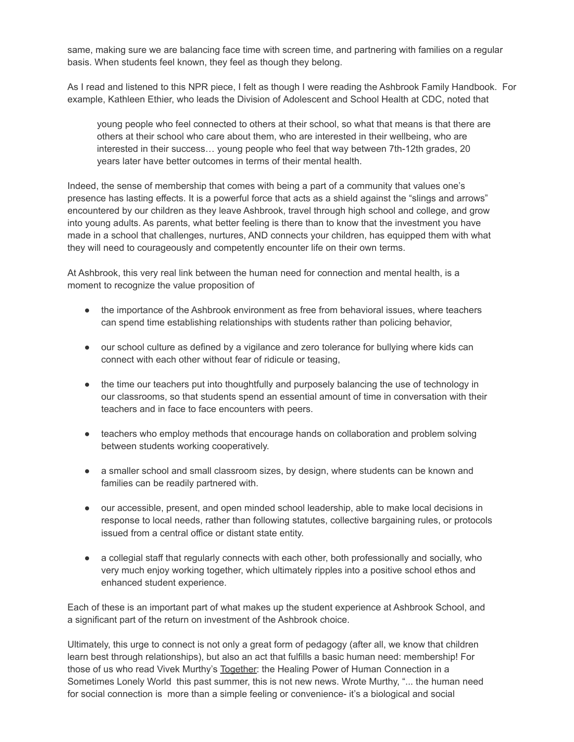same, making sure we are balancing face time with screen time, and partnering with families on a regular basis. When students feel known, they feel as though they belong.

As I read and listened to this NPR piece, I felt as though I were reading the Ashbrook Family Handbook. For example, Kathleen Ethier, who leads the Division of Adolescent and School Health at CDC, noted that

> young people who feel connected to others at their school, so what that means is that there are others at their school who care about them, who are interested in their wellbeing, who are interested in their success… young people who feel that way between 7th-12th grades, 20 years later have better outcomes in terms of their mental health.

Indeed, the sense of membership that comes with being a part of a community that values one's presence has lasting effects. It is a powerful force that acts as a shield against the "slings and arrows" encountered by our children as they leave Ashbrook, travel through high school and college, and grow into young adults. As parents, what better feeling is there than to know that the investment you have made in a school that challenges, nurtures, AND connects your children, has equipped them with what they will need to courageously and competently encounter life on their own terms.

At Ashbrook, this very real link between the human need for connection and mental health, is a moment to recognize the value proposition of

- the importance of the Ashbrook environment as free from behavioral issues, where teachers can spend time establishing relationships with students rather than policing behavior,
- our school culture as defined by a vigilance and zero tolerance for bullying where kids can connect with each other without fear of ridicule or teasing,
- the time our teachers put into thoughtfully and purposely balancing the use of technology in our classrooms, so that students spend an essential amount of time in conversation with their teachers and in face to face encounters with peers.
- teachers who employ methods that encourage hands on collaboration and problem solving between students working cooperatively.
- a smaller school and small classroom sizes, by design, where students can be known and families can be readily partnered with.
- our accessible, present, and open minded school leadership, able to make local decisions in response to local needs, rather than following statutes, collective bargaining rules, or protocols issued from a central office or distant state entity.
- a collegial staff that regularly connects with each other, both professionally and socially, who very much enjoy working together, which ultimately ripples into a positive school ethos and enhanced student experience.

Each of these is an important part of what makes up the student experience at Ashbrook School, and a significant part of the return on investment of the Ashbrook choice.

Ultimately, this urge to connect is not only a great form of pedagogy (after all, we know that children learn best through relationships), but also an act that fulfills a basic human need: membership! For those of us who read Vivek Murthy's Together: the Healing Power of Human Connection in a Sometimes Lonely World this past summer, this is not new news. Wrote Murthy, "... the human need for social connection is more than a simple feeling or convenience- it's a biological and social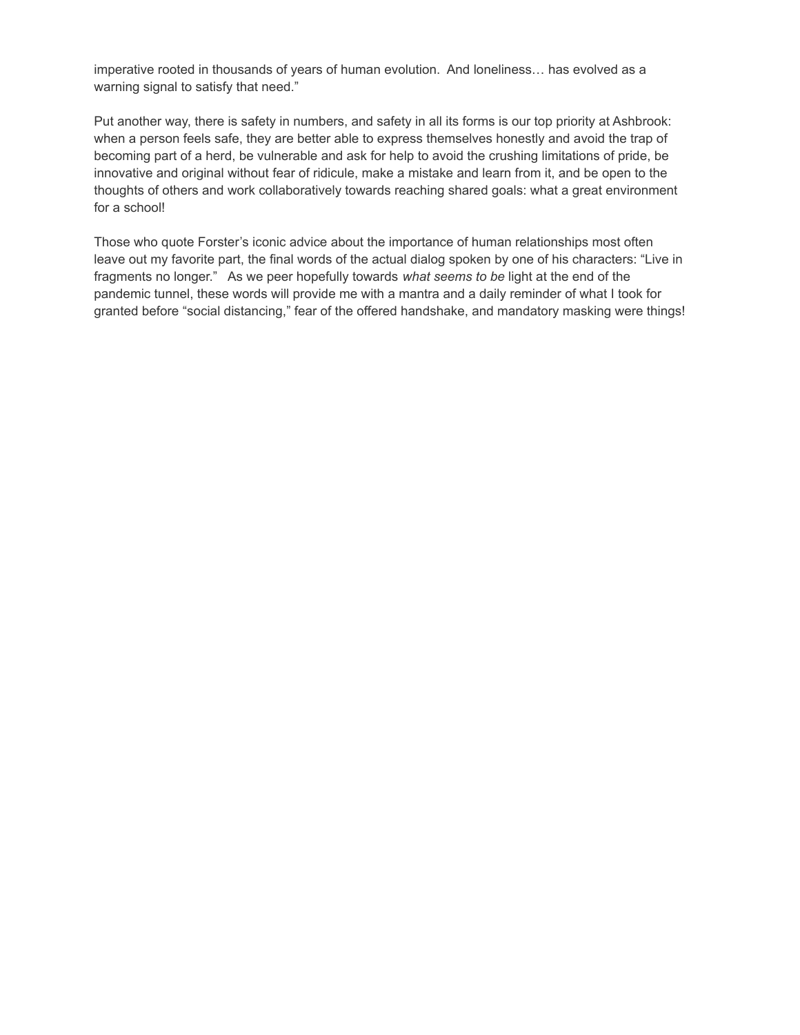imperative rooted in thousands of years of human evolution.  And loneliness… has evolved as a warning signal to satisfy that need."

Put another way, there is safety in numbers, and safety in all its forms is our top priority at Ashbrook: when a person feels safe, they are better able to express themselves honestly and avoid the trap of becoming part of a herd, be vulnerable and ask for help to avoid the crushing limitations of pride, be innovative and original without fear of ridicule, make a mistake and learn from it, and be open to the thoughts of others and work collaboratively towards reaching shared goals: what a great environment for a school!

Those who quote Forster's iconic advice about the importance of human relationships most often leave out my favorite part, the final words of the actual dialog spoken by one of his characters: "Live in fragments no longer."   As we peer hopefully towards *what seems to be* light at the end of the pandemic tunnel, these words will provide me with a mantra and a daily reminder of what I took for granted before "social distancing," fear of the offered handshake, and mandatory masking were things!